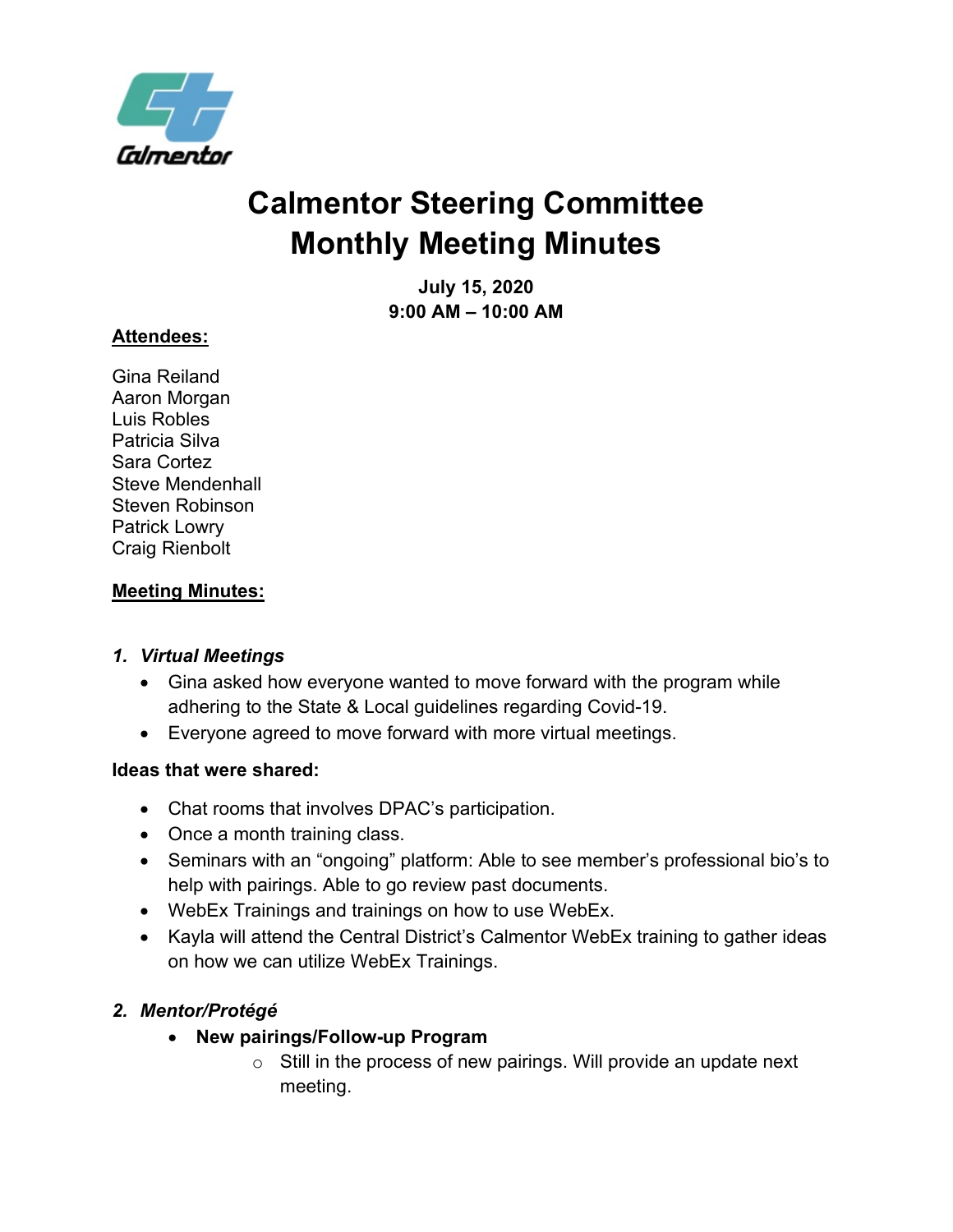Calmentor

# Calmentor Steering Committee Monthly Meeting Minutes

**July 15, 2020**
**9:00 AM – 10:00 AM**

**Attendees:**

Gina Reiland
Aaron Morgan
Luis Robles
Patricia Silva
Sara Cortez
Steve Mendenhall
Steven Robinson
Patrick Lowry
Craig Rienbolt

**Meeting Minutes:**

1. ***Virtual Meetings***
   - Gina asked how everyone wanted to move forward with the program while adhering to the State & Local guidelines regarding Covid-19.
   - Everyone agreed to move forward with more virtual meetings.

**Ideas that were shared:**

- Chat rooms that involves DPAC's participation.
- Once a month training class.
- Seminars with an "ongoing" platform: Able to see member's professional bio's to help with pairings. Able to go review past documents.
- WebEx Trainings and trainings on how to use WebEx.
- Kayla will attend the Central District's Calmentor WebEx training to gather ideas on how we can utilize WebEx Trainings.

2. ***Mentor/Protégé***
   - **New pairings/Follow-up Program**
     - Still in the process of new pairings. Will provide an update next meeting.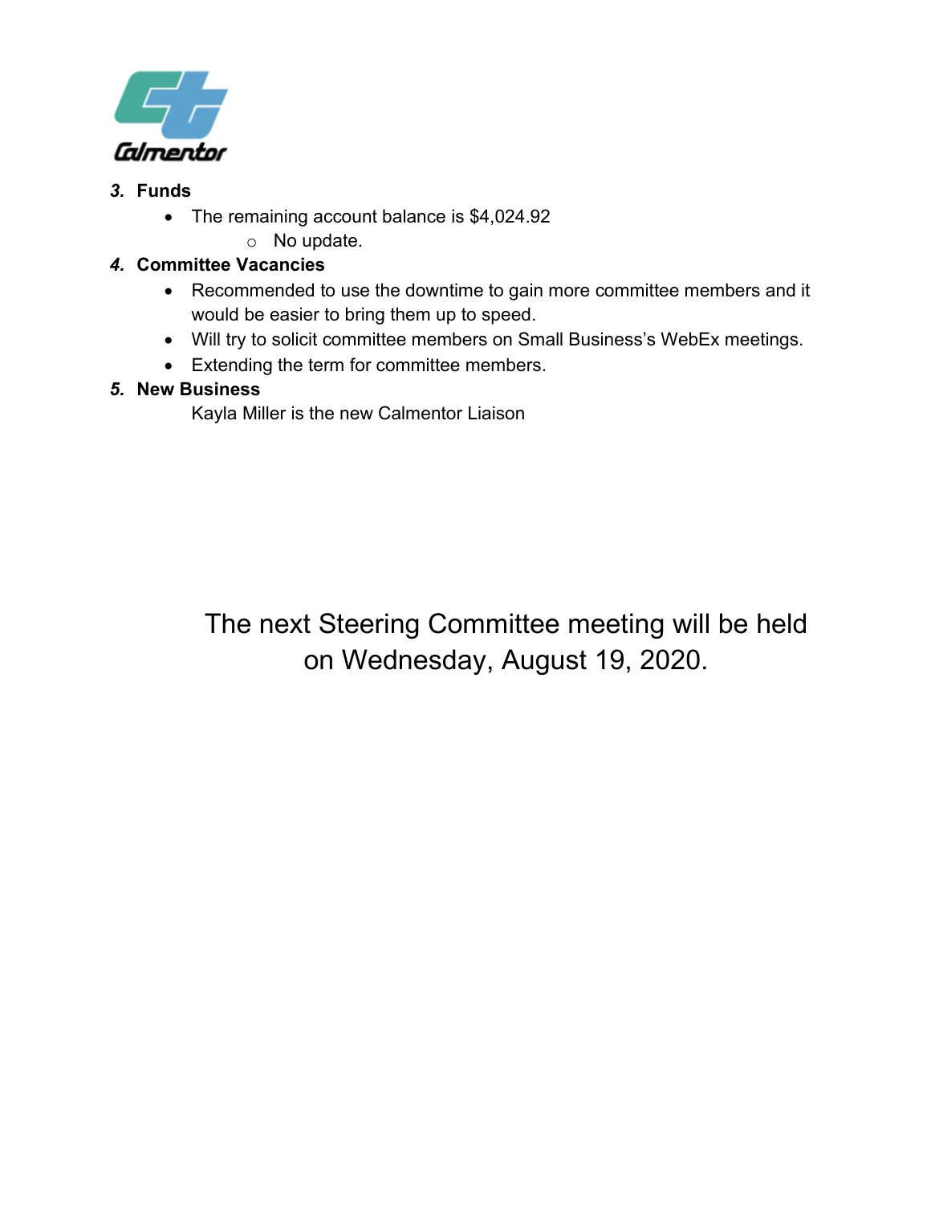**3. Funds**

- The remaining account balance is $4,024.92
  - No update.

**4. Committee Vacancies**

- Recommended to use the downtime to gain more committee members and it would be easier to bring them up to speed.
- Will try to solicit committee members on Small Business's WebEx meetings.
- Extending the term for committee members.

**5. New Business**

Kayla Miller is the new Calmentor Liaison

The next Steering Committee meeting will be held on Wednesday, August 19, 2020.